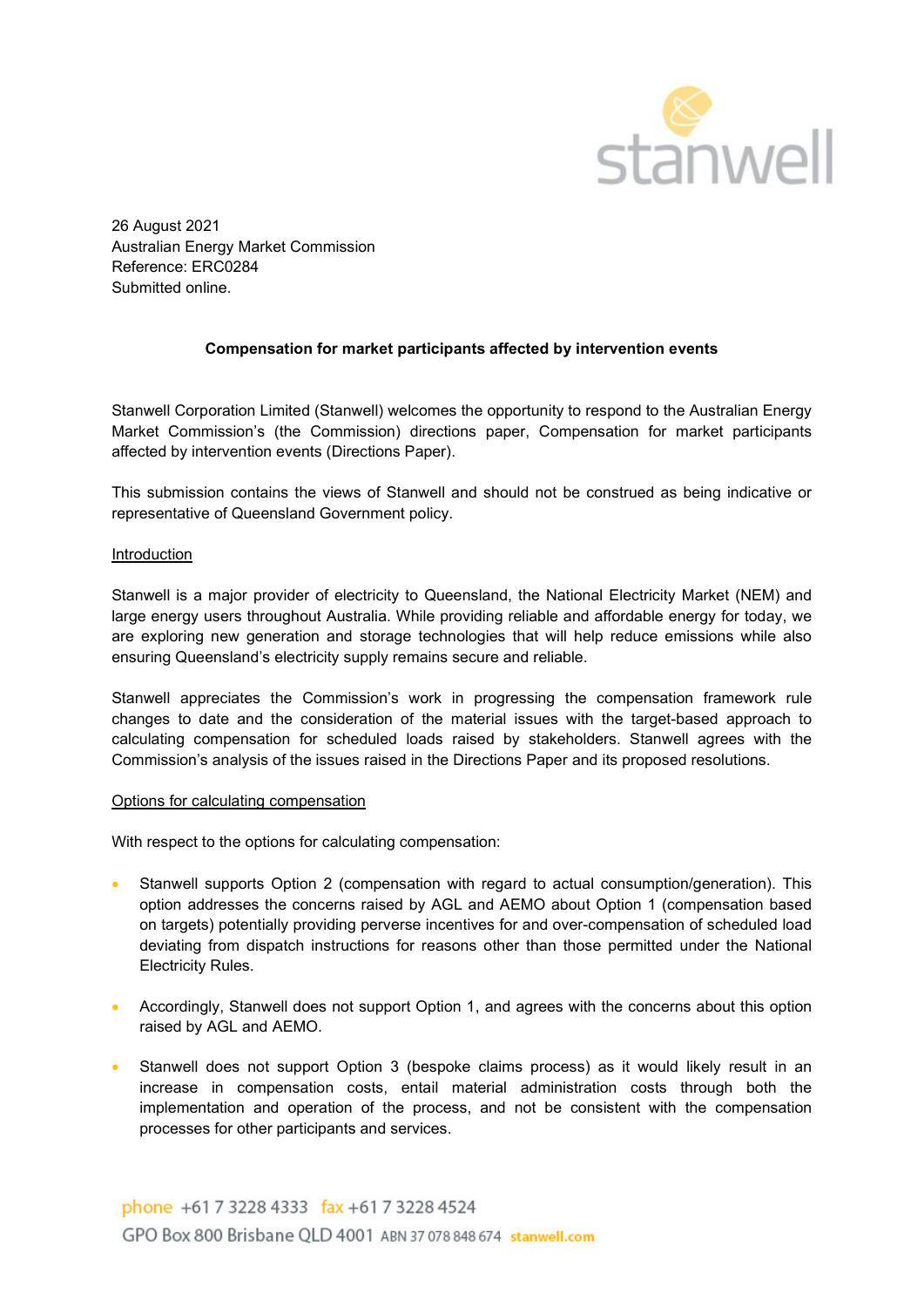26 August 2021
Australian Energy Market Commission
Reference: ERC0284
Submitted online.

**Compensation for market participants affected by intervention events**

Stanwell Corporation Limited (Stanwell) welcomes the opportunity to respond to the Australian Energy Market Commission's (the Commission) directions paper, Compensation for market participants affected by intervention events (Directions Paper).

This submission contains the views of Stanwell and should not be construed as being indicative or representative of Queensland Government policy.

## Introduction

Stanwell is a major provider of electricity to Queensland, the National Electricity Market (NEM) and large energy users throughout Australia. While providing reliable and affordable energy for today, we are exploring new generation and storage technologies that will help reduce emissions while also ensuring Queensland's electricity supply remains secure and reliable.

Stanwell appreciates the Commission's work in progressing the compensation framework rule changes to date and the consideration of the material issues with the target-based approach to calculating compensation for scheduled loads raised by stakeholders. Stanwell agrees with the Commission's analysis of the issues raised in the Directions Paper and its proposed resolutions.

## Options for calculating compensation

With respect to the options for calculating compensation:

- Stanwell supports Option 2 (compensation with regard to actual consumption/generation). This option addresses the concerns raised by AGL and AEMO about Option 1 (compensation based on targets) potentially providing perverse incentives for and over-compensation of scheduled load deviating from dispatch instructions for reasons other than those permitted under the National Electricity Rules.
- Accordingly, Stanwell does not support Option 1, and agrees with the concerns about this option raised by AGL and AEMO.
- Stanwell does not support Option 3 (bespoke claims process) as it would likely result in an increase in compensation costs, entail material administration costs through both the implementation and operation of the process, and not be consistent with the compensation processes for other participants and services.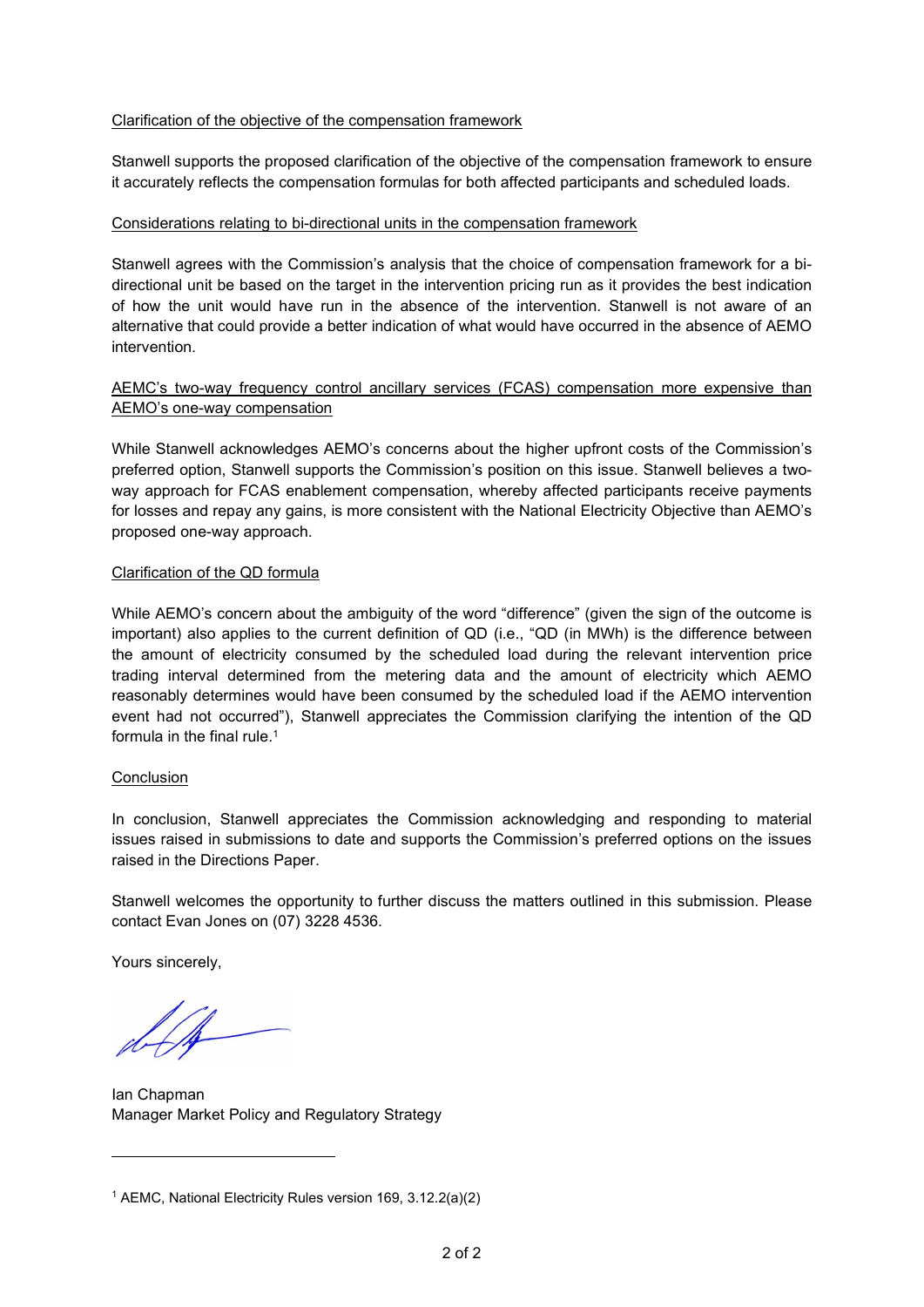Clarification of the objective of the compensation framework

Stanwell supports the proposed clarification of the objective of the compensation framework to ensure it accurately reflects the compensation formulas for both affected participants and scheduled loads.

Considerations relating to bi-directional units in the compensation framework

Stanwell agrees with the Commission's analysis that the choice of compensation framework for a bi-directional unit be based on the target in the intervention pricing run as it provides the best indication of how the unit would have run in the absence of the intervention. Stanwell is not aware of an alternative that could provide a better indication of what would have occurred in the absence of AEMO intervention.

AEMC's two-way frequency control ancillary services (FCAS) compensation more expensive than AEMO's one-way compensation

While Stanwell acknowledges AEMO's concerns about the higher upfront costs of the Commission's preferred option, Stanwell supports the Commission's position on this issue. Stanwell believes a two-way approach for FCAS enablement compensation, whereby affected participants receive payments for losses and repay any gains, is more consistent with the National Electricity Objective than AEMO's proposed one-way approach.

Clarification of the QD formula

While AEMO's concern about the ambiguity of the word "difference" (given the sign of the outcome is important) also applies to the current definition of QD (i.e., "QD (in MWh) is the difference between the amount of electricity consumed by the scheduled load during the relevant intervention price trading interval determined from the metering data and the amount of electricity which AEMO reasonably determines would have been consumed by the scheduled load if the AEMO intervention event had not occurred"), Stanwell appreciates the Commission clarifying the intention of the QD formula in the final rule.[1]

Conclusion

In conclusion, Stanwell appreciates the Commission acknowledging and responding to material issues raised in submissions to date and supports the Commission's preferred options on the issues raised in the Directions Paper.

Stanwell welcomes the opportunity to further discuss the matters outlined in this submission. Please contact Evan Jones on (07) 3228 4536.

Yours sincerely,

Ian Chapman
Manager Market Policy and Regulatory Strategy

---

[1] AEMC, National Electricity Rules version 169, 3.12.2(a)(2)